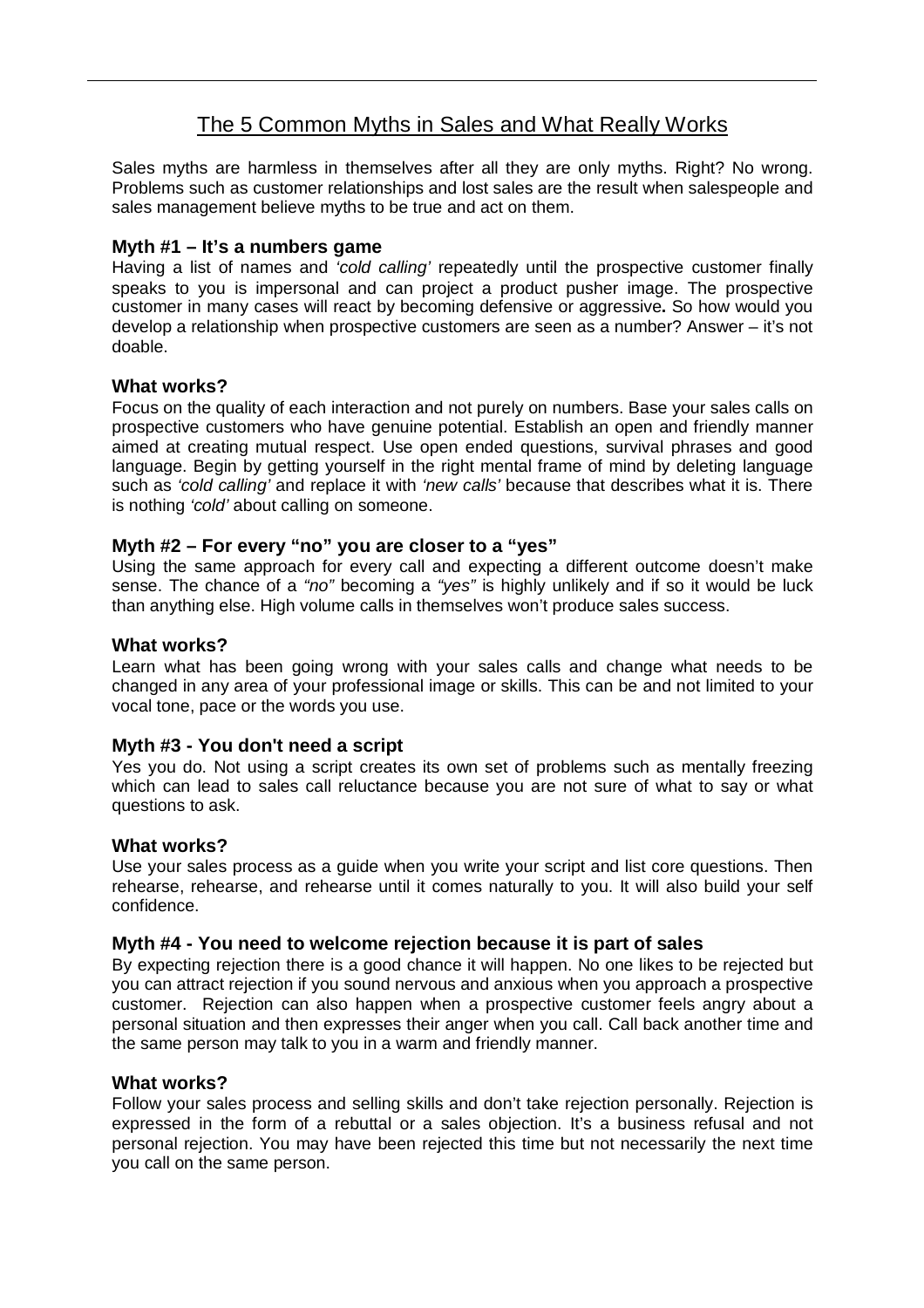# The 5 Common Myths in Sales and What Really Works

Sales myths are harmless in themselves after all they are only myths. Right? No wrong. Problems such as customer relationships and lost sales are the result when salespeople and sales management believe myths to be true and act on them.

### Myth #1 – It's a numbers game

Having a list of names and *'cold calling'* repeatedly until the prospective customer finally speaks to you is impersonal and can project a product pusher image. The prospective customer in many cases will react by becoming defensive or aggressive**.** So how would you develop a relationship when prospective customers are seen as a number? Answer – it's not doable.

### What works?

Focus on the quality of each interaction and not purely on numbers. Base your sales calls on prospective customers who have genuine potential. Establish an open and friendly manner aimed at creating mutual respect. Use open ended questions, survival phrases and good language. Begin by getting yourself in the right mental frame of mind by deleting language such as *'cold calling'* and replace it with *'new calls'* because that describes what it is. There is nothing *'cold'* about calling on someone.

### Myth #2 – For every "no" you are closer to a "yes"

Using the same approach for every call and expecting a different outcome doesn't make sense. The chance of a *"no"* becoming a *"yes"* is highly unlikely and if so it would be luck than anything else. High volume calls in themselves won't produce sales success.

### What works?

Learn what has been going wrong with your sales calls and change what needs to be changed in any area of your professional image or skills. This can be and not limited to your vocal tone, pace or the words you use.

### Myth #3 - You don't need a script

Yes you do. Not using a script creates its own set of problems such as mentally freezing which can lead to sales call reluctance because you are not sure of what to say or what questions to ask.

### What works?

Use your sales process as a guide when you write your script and list core questions. Then rehearse, rehearse, and rehearse until it comes naturally to you. It will also build your self confidence.

### Myth #4 - You need to welcome rejection because it is part of sales

By expecting rejection there is a good chance it will happen. No one likes to be rejected but you can attract rejection if you sound nervous and anxious when you approach a prospective customer. Rejection can also happen when a prospective customer feels angry about a personal situation and then expresses their anger when you call. Call back another time and the same person may talk to you in a warm and friendly manner.

### What works?

Follow your sales process and selling skills and don't take rejection personally. Rejection is expressed in the form of a rebuttal or a sales objection. It's a business refusal and not personal rejection. You may have been rejected this time but not necessarily the next time you call on the same person.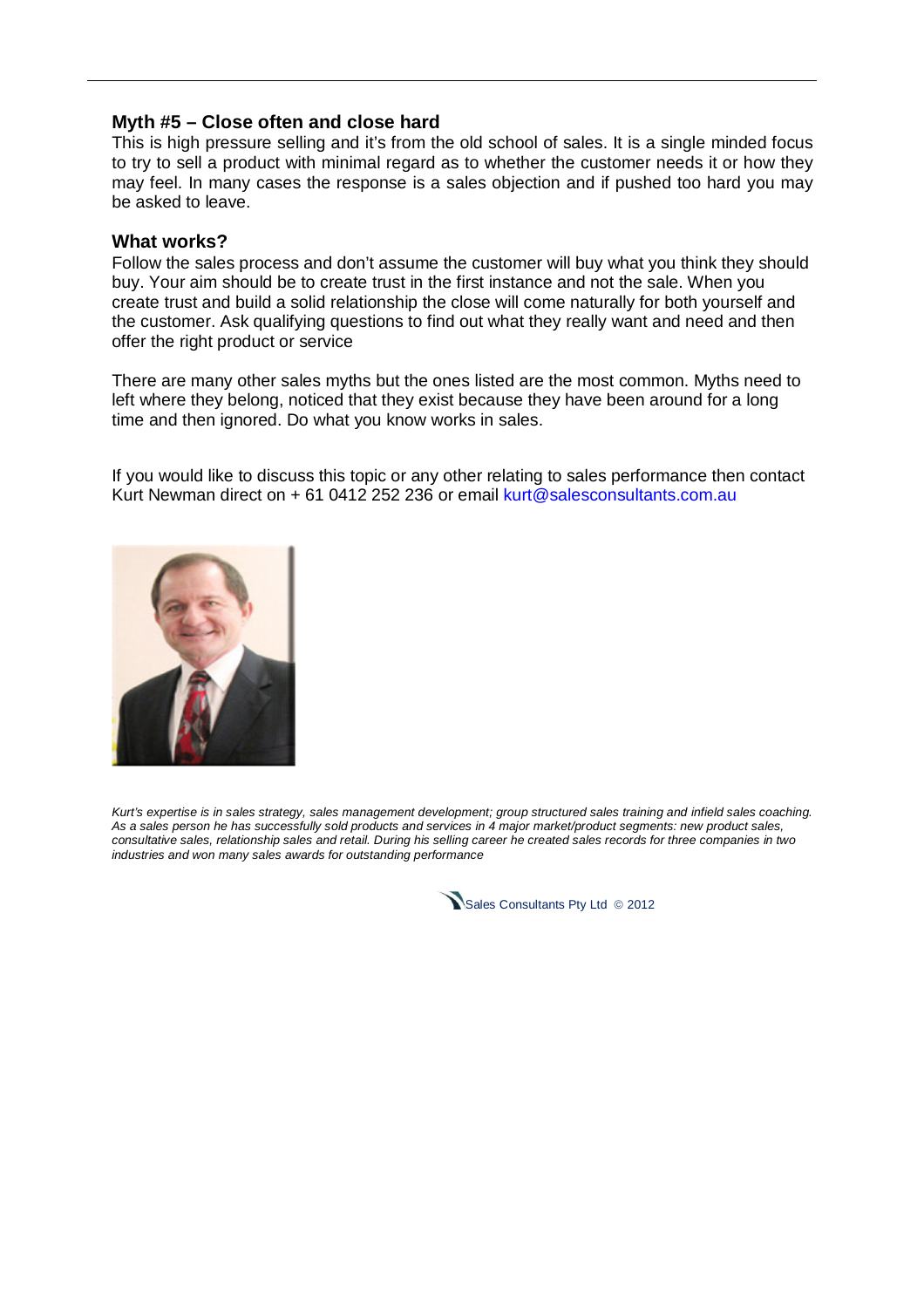### Myth #5 – Close often and close hard

This is high pressure selling and it's from the old school of sales. It is a single minded focus to try to sell a product with minimal regard as to whether the customer needs it or how they may feel. In many cases the response is a sales objection and if pushed too hard you may be asked to leave.

### What works?

Follow the sales process and don't assume the customer will buy what you think they should buy. Your aim should be to create trust in the first instance and not the sale. When you create trust and build a solid relationship the close will come naturally for both yourself and the customer. Ask qualifying questions to find out what they really want and need and then offer the right product or service

There are many other sales myths but the ones listed are the most common. Myths need to left where they belong, noticed that they exist because they have been around for a long time and then ignored. Do what you know works in sales.

If you would like to discuss this topic or any other relating to sales performance then contact Kurt Newman direct on + 61 0412 252 236 or email kurt@salesconsultants.com.au

*Kurt's expertise is in sales strategy, sales management development; group structured sales training and infield sales coaching. As a sales person he has successfully sold products and services in 4 major market/product segments: new product sales, consultative sales, relationship sales and retail. During his selling career he created sales records for three companies in two industries and won many sales awards for outstanding performance*

Sales Consultants Pty Ltd © 2012